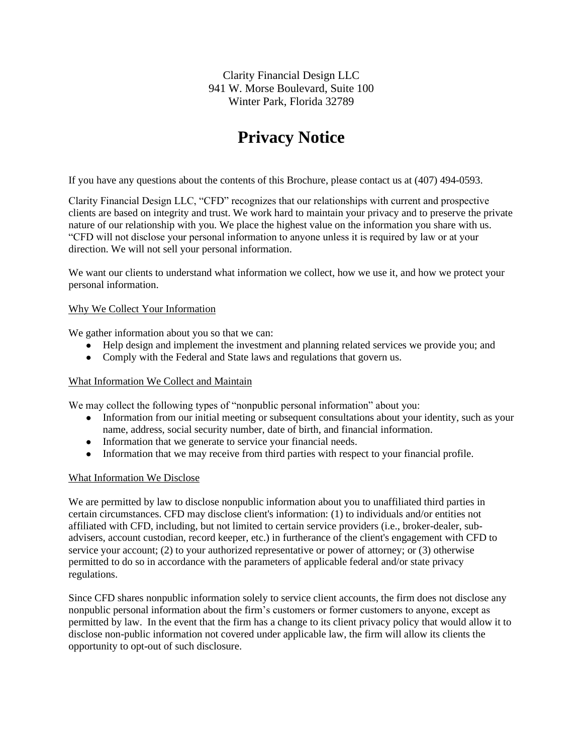Clarity Financial Design LLC
941 W. Morse Boulevard, Suite 100
Winter Park, Florida 32789

# Privacy Notice

If you have any questions about the contents of this Brochure, please contact us at (407) 494-0593.

Clarity Financial Design LLC, "CFD" recognizes that our relationships with current and prospective clients are based on integrity and trust. We work hard to maintain your privacy and to preserve the private nature of our relationship with you. We place the highest value on the information you share with us. "CFD will not disclose your personal information to anyone unless it is required by law or at your direction. We will not sell your personal information.

We want our clients to understand what information we collect, how we use it, and how we protect your personal information.

Why We Collect Your Information

We gather information about you so that we can:

- Help design and implement the investment and planning related services we provide you; and
- Comply with the Federal and State laws and regulations that govern us.

What Information We Collect and Maintain

We may collect the following types of "nonpublic personal information" about you:

- Information from our initial meeting or subsequent consultations about your identity, such as your name, address, social security number, date of birth, and financial information.
- Information that we generate to service your financial needs.
- Information that we may receive from third parties with respect to your financial profile.

What Information We Disclose

We are permitted by law to disclose nonpublic information about you to unaffiliated third parties in certain circumstances. CFD may disclose client's information: (1) to individuals and/or entities not affiliated with CFD, including, but not limited to certain service providers (i.e., broker-dealer, sub-advisers, account custodian, record keeper, etc.) in furtherance of the client's engagement with CFD to service your account; (2) to your authorized representative or power of attorney; or (3) otherwise permitted to do so in accordance with the parameters of applicable federal and/or state privacy regulations.

Since CFD shares nonpublic information solely to service client accounts, the firm does not disclose any nonpublic personal information about the firm's customers or former customers to anyone, except as permitted by law. In the event that the firm has a change to its client privacy policy that would allow it to disclose non-public information not covered under applicable law, the firm will allow its clients the opportunity to opt-out of such disclosure.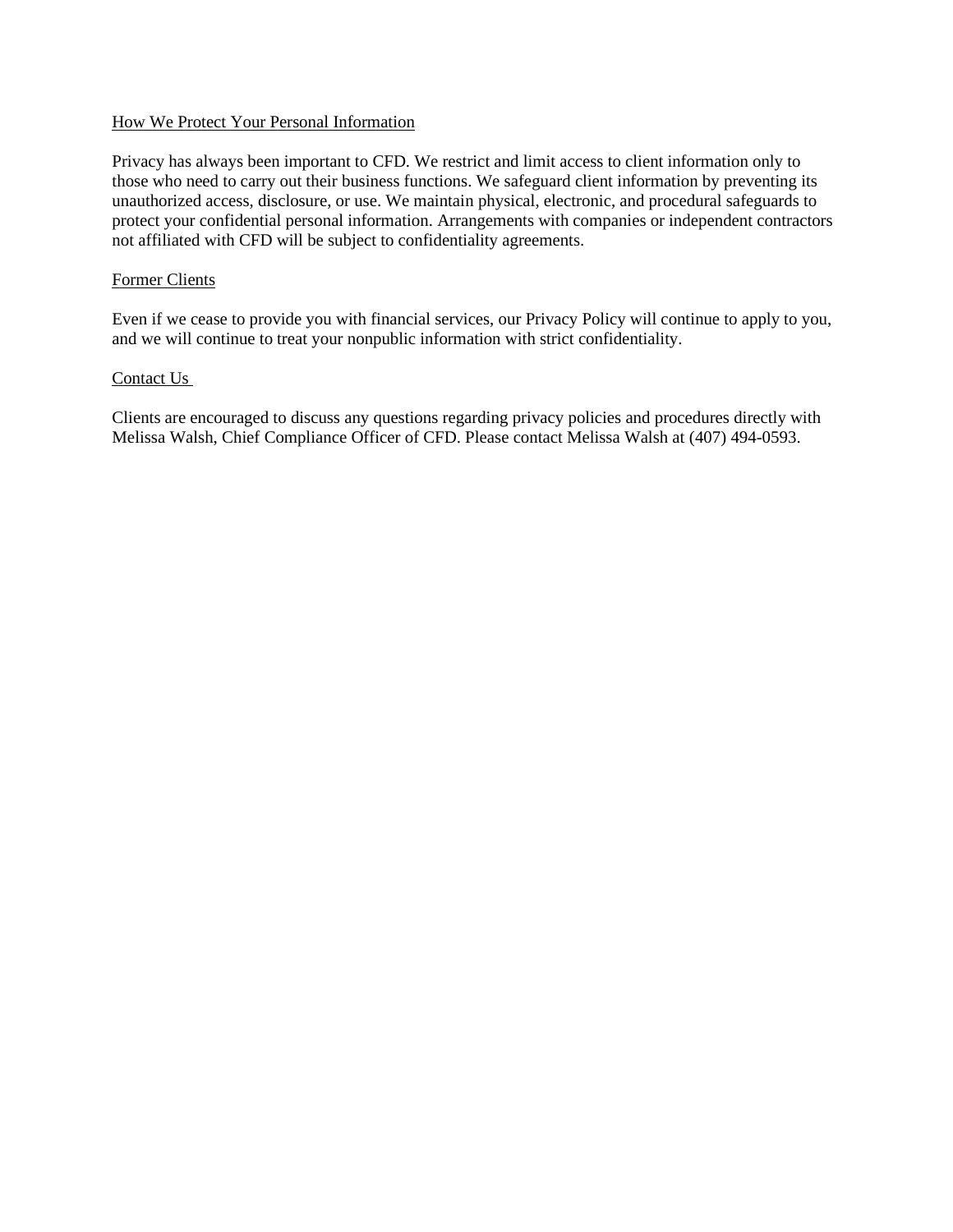## How We Protect Your Personal Information

Privacy has always been important to CFD. We restrict and limit access to client information only to those who need to carry out their business functions. We safeguard client information by preventing its unauthorized access, disclosure, or use. We maintain physical, electronic, and procedural safeguards to protect your confidential personal information. Arrangements with companies or independent contractors not affiliated with CFD will be subject to confidentiality agreements.

## Former Clients

Even if we cease to provide you with financial services, our Privacy Policy will continue to apply to you, and we will continue to treat your nonpublic information with strict confidentiality.

## Contact Us

Clients are encouraged to discuss any questions regarding privacy policies and procedures directly with Melissa Walsh, Chief Compliance Officer of CFD. Please contact Melissa Walsh at (407) 494-0593.